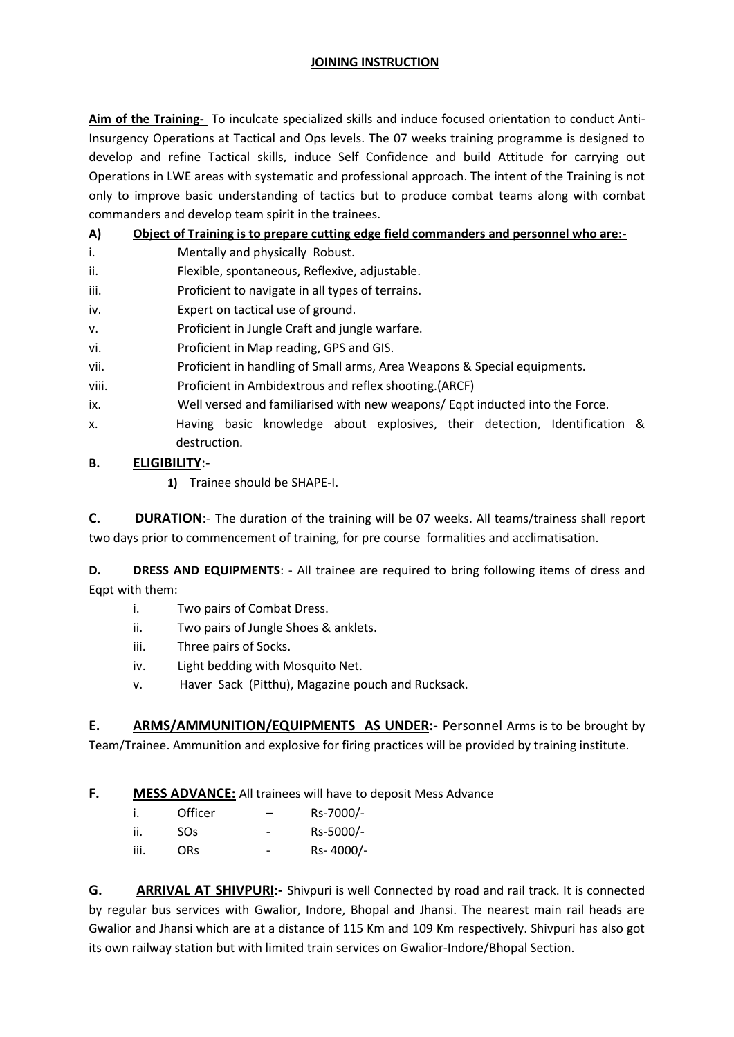# JOINING INSTRUCTION

**Aim of the Training-** To inculcate specialized skills and induce focused orientation to conduct Anti-Insurgency Operations at Tactical and Ops levels. The 07 weeks training programme is designed to develop and refine Tactical skills, induce Self Confidence and build Attitude for carrying out Operations in LWE areas with systematic and professional approach. The intent of the Training is not only to improve basic understanding of tactics but to produce combat teams along with combat commanders and develop team spirit in the trainees.

**A) Object of Training is to prepare cutting edge field commanders and personnel who are:-**

i. Mentally and physically Robust.

ii. Flexible, spontaneous, Reflexive, adjustable.

iii. Proficient to navigate in all types of terrains.

iv. Expert on tactical use of ground.

v. Proficient in Jungle Craft and jungle warfare.

vi. Proficient in Map reading, GPS and GIS.

vii. Proficient in handling of Small arms, Area Weapons & Special equipments.

viii. Proficient in Ambidextrous and reflex shooting.(ARCF)

ix. Well versed and familiarised with new weapons/ Eqpt inducted into the Force.

x. Having basic knowledge about explosives, their detection, Identification & destruction.

**B. ELIGIBILITY**:-

1) Trainee should be SHAPE-I.

**C. DURATION**:- The duration of the training will be 07 weeks. All teams/trainess shall report two days prior to commencement of training, for pre course formalities and acclimatisation.

**D. DRESS AND EQUIPMENTS**: - All trainee are required to bring following items of dress and Eqpt with them:

i. Two pairs of Combat Dress.

ii. Two pairs of Jungle Shoes & anklets.

iii. Three pairs of Socks.

iv. Light bedding with Mosquito Net.

v. Haver Sack (Pitthu), Magazine pouch and Rucksack.

**E. ARMS/AMMUNITION/EQUIPMENTS AS UNDER:-** Personnel Arms is to be brought by Team/Trainee. Ammunition and explosive for firing practices will be provided by training institute.

**F. MESS ADVANCE:** All trainees will have to deposit Mess Advance

i. Officer – Rs-7000/-

ii. SOs - Rs-5000/-

iii. ORs - Rs- 4000/-

**G. ARRIVAL AT SHIVPURI:-** Shivpuri is well Connected by road and rail track. It is connected by regular bus services with Gwalior, Indore, Bhopal and Jhansi. The nearest main rail heads are Gwalior and Jhansi which are at a distance of 115 Km and 109 Km respectively. Shivpuri has also got its own railway station but with limited train services on Gwalior-Indore/Bhopal Section.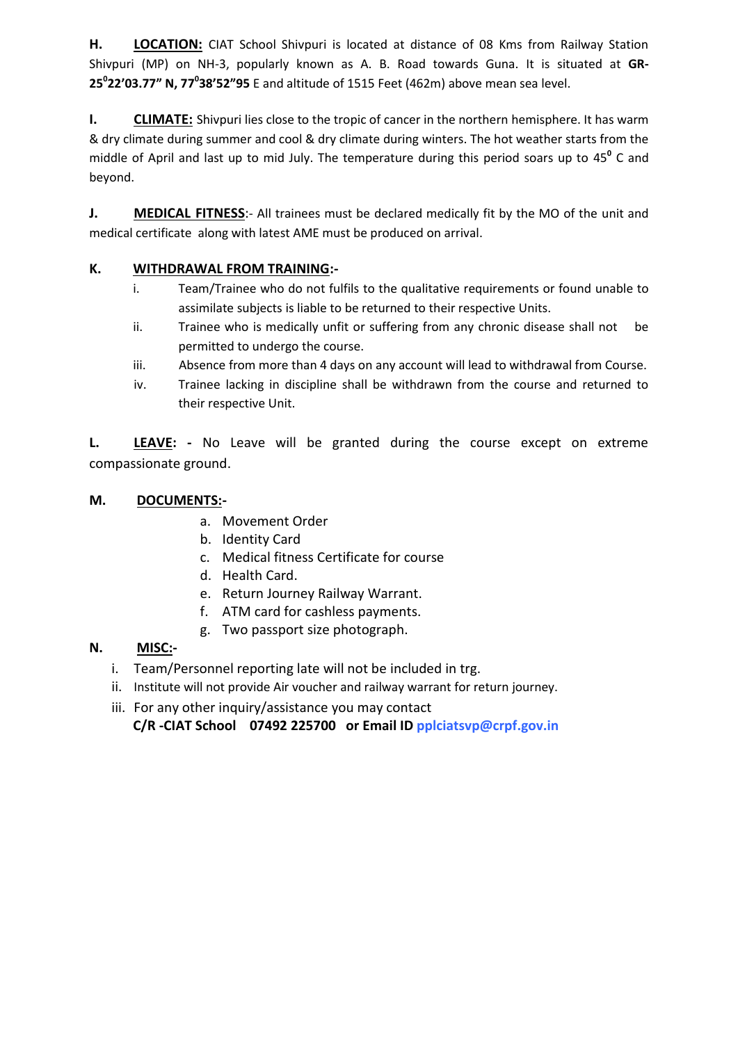**H. LOCATION:** CIAT School Shivpuri is located at distance of 08 Kms from Railway Station Shivpuri (MP) on NH-3, popularly known as A. B. Road towards Guna. It is situated at **GR- 25°22'03.77" N, 77°38'52"95** E and altitude of 1515 Feet (462m) above mean sea level.

**I. CLIMATE:** Shivpuri lies close to the tropic of cancer in the northern hemisphere. It has warm & dry climate during summer and cool & dry climate during winters. The hot weather starts from the middle of April and last up to mid July. The temperature during this period soars up to 45° C and beyond.

**J. MEDICAL FITNESS**:- All trainees must be declared medically fit by the MO of the unit and medical certificate along with latest AME must be produced on arrival.

**K. WITHDRAWAL FROM TRAINING:-**

- i. Team/Trainee who do not fulfils to the qualitative requirements or found unable to assimilate subjects is liable to be returned to their respective Units.
- ii. Trainee who is medically unfit or suffering from any chronic disease shall not be permitted to undergo the course.
- iii. Absence from more than 4 days on any account will lead to withdrawal from Course.
- iv. Trainee lacking in discipline shall be withdrawn from the course and returned to their respective Unit.

**L. LEAVE: -** No Leave will be granted during the course except on extreme compassionate ground.

**M. DOCUMENTS:-**

- a. Movement Order
- b. Identity Card
- c. Medical fitness Certificate for course
- d. Health Card.
- e. Return Journey Railway Warrant.
- f. ATM card for cashless payments.
- g. Two passport size photograph.

**N. MISC:-**

- i. Team/Personnel reporting late will not be included in trg.
- ii. Institute will not provide Air voucher and railway warrant for return journey.
- iii. For any other inquiry/assistance you may contact
  **C/R -CIAT School 07492 225700 or Email ID** pplciatsvp@crpf.gov.in